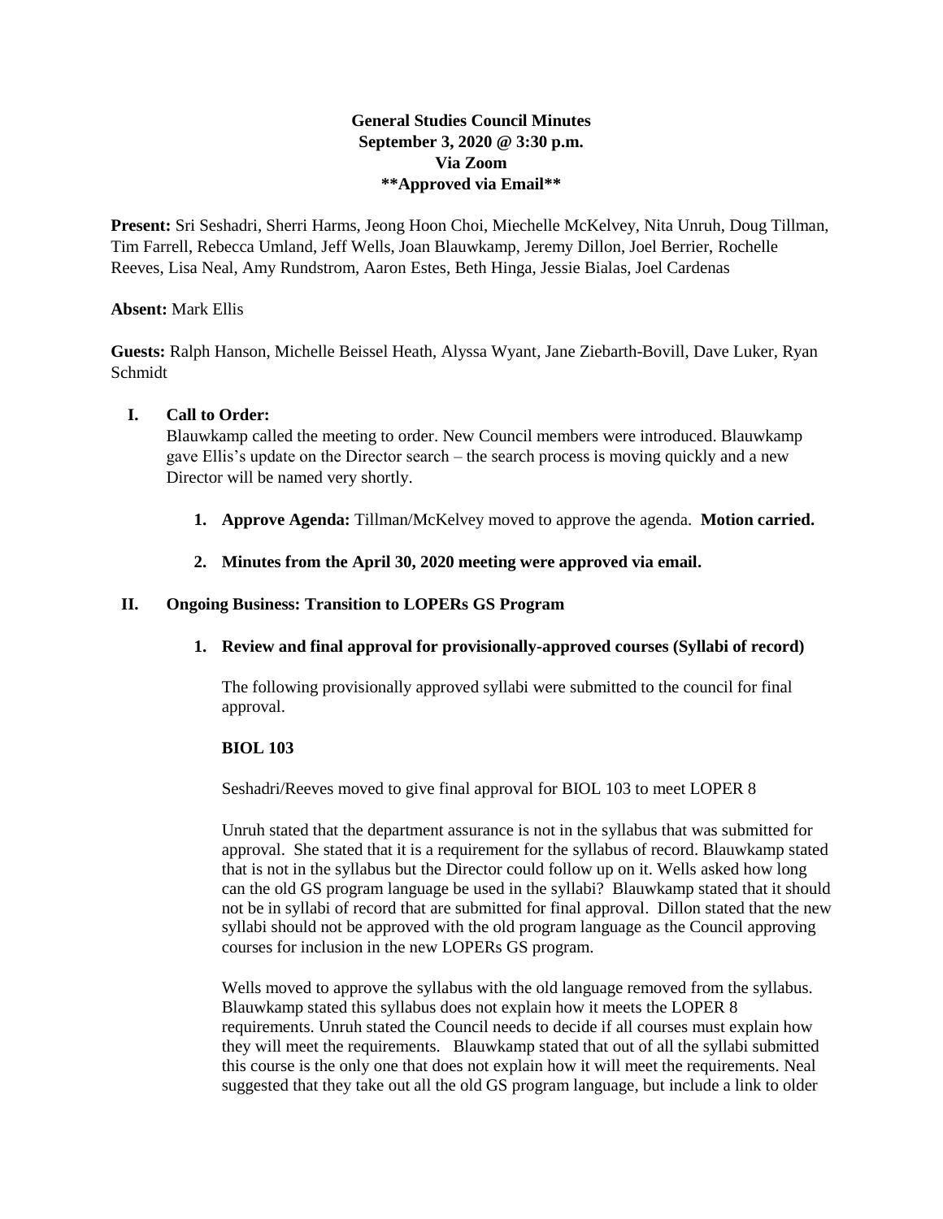# General Studies Council Minutes
**September 3, 2020 @ 3:30 p.m.**
**Via Zoom**
****Approved via Email****

**Present:** Sri Seshadri, Sherri Harms, Jeong Hoon Choi, Miechelle McKelvey, Nita Unruh, Doug Tillman, Tim Farrell, Rebecca Umland, Jeff Wells, Joan Blauwkamp, Jeremy Dillon, Joel Berrier, Rochelle Reeves, Lisa Neal, Amy Rundstrom, Aaron Estes, Beth Hinga, Jessie Bialas, Joel Cardenas

**Absent:** Mark Ellis

**Guests:** Ralph Hanson, Michelle Beissel Heath, Alyssa Wyant, Jane Ziebarth-Bovill, Dave Luker, Ryan Schmidt

## I. Call to Order:

Blauwkamp called the meeting to order. New Council members were introduced. Blauwkamp gave Ellis's update on the Director search – the search process is moving quickly and a new Director will be named very shortly.

1. **Approve Agenda:** Tillman/McKelvey moved to approve the agenda. **Motion carried.**

2. **Minutes from the April 30, 2020 meeting were approved via email.**

## II. Ongoing Business: Transition to LOPERs GS Program

### 1. Review and final approval for provisionally-approved courses (Syllabi of record)

The following provisionally approved syllabi were submitted to the council for final approval.

**BIOL 103**

Seshadri/Reeves moved to give final approval for BIOL 103 to meet LOPER 8

Unruh stated that the department assurance is not in the syllabus that was submitted for approval. She stated that it is a requirement for the syllabus of record. Blauwkamp stated that is not in the syllabus but the Director could follow up on it. Wells asked how long can the old GS program language be used in the syllabi? Blauwkamp stated that it should not be in syllabi of record that are submitted for final approval. Dillon stated that the new syllabi should not be approved with the old program language as the Council approving courses for inclusion in the new LOPERs GS program.

Wells moved to approve the syllabus with the old language removed from the syllabus. Blauwkamp stated this syllabus does not explain how it meets the LOPER 8 requirements. Unruh stated the Council needs to decide if all courses must explain how they will meet the requirements. Blauwkamp stated that out of all the syllabi submitted this course is the only one that does not explain how it will meet the requirements. Neal suggested that they take out all the old GS program language, but include a link to older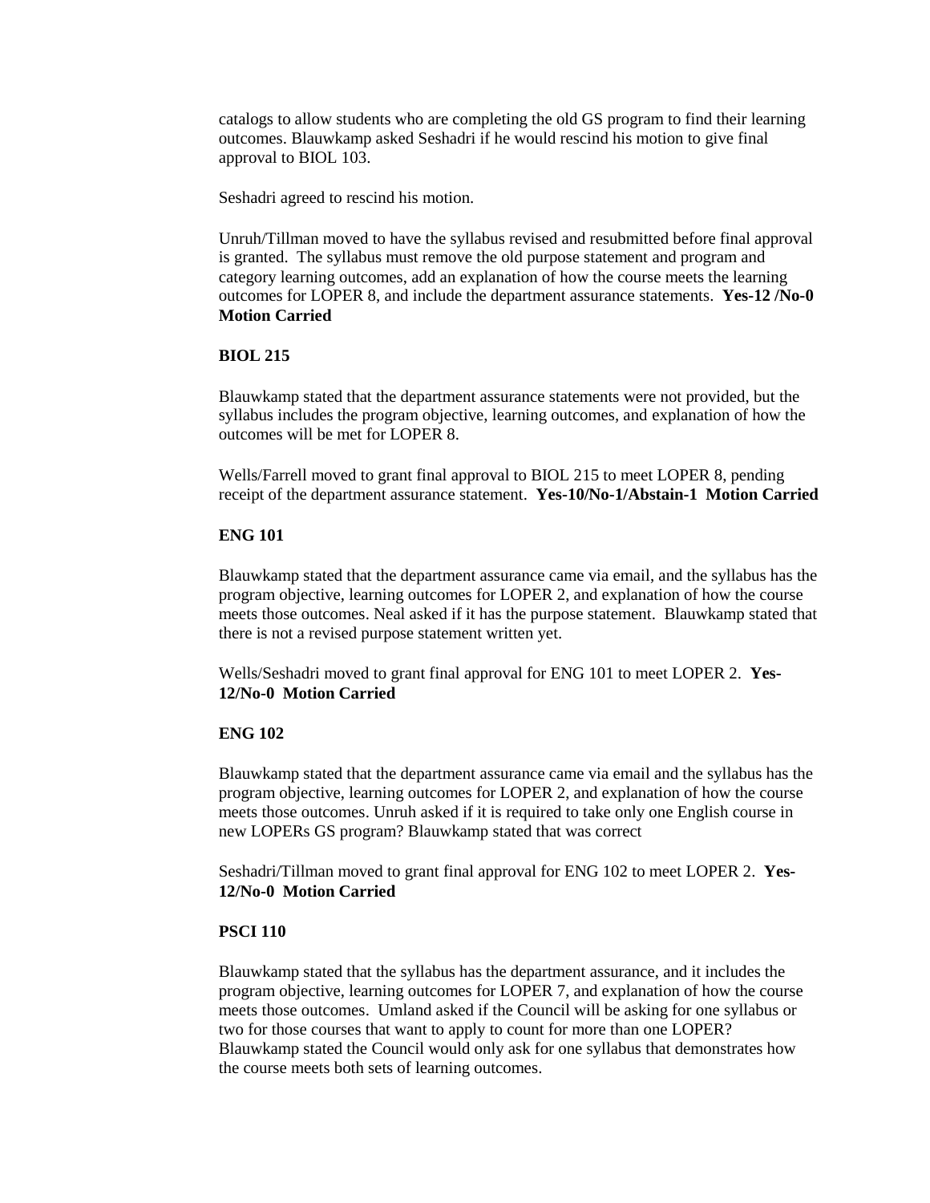catalogs to allow students who are completing the old GS program to find their learning outcomes. Blauwkamp asked Seshadri if he would rescind his motion to give final approval to BIOL 103.

Seshadri agreed to rescind his motion.

Unruh/Tillman moved to have the syllabus revised and resubmitted before final approval is granted. The syllabus must remove the old purpose statement and program and category learning outcomes, add an explanation of how the course meets the learning outcomes for LOPER 8, and include the department assurance statements. **Yes-12 /No-0 Motion Carried**

**BIOL 215**

Blauwkamp stated that the department assurance statements were not provided, but the syllabus includes the program objective, learning outcomes, and explanation of how the outcomes will be met for LOPER 8.

Wells/Farrell moved to grant final approval to BIOL 215 to meet LOPER 8, pending receipt of the department assurance statement. **Yes-10/No-1/Abstain-1 Motion Carried**

**ENG 101**

Blauwkamp stated that the department assurance came via email, and the syllabus has the program objective, learning outcomes for LOPER 2, and explanation of how the course meets those outcomes. Neal asked if it has the purpose statement. Blauwkamp stated that there is not a revised purpose statement written yet.

Wells/Seshadri moved to grant final approval for ENG 101 to meet LOPER 2. **Yes-12/No-0 Motion Carried**

**ENG 102**

Blauwkamp stated that the department assurance came via email and the syllabus has the program objective, learning outcomes for LOPER 2, and explanation of how the course meets those outcomes. Unruh asked if it is required to take only one English course in new LOPERs GS program? Blauwkamp stated that was correct

Seshadri/Tillman moved to grant final approval for ENG 102 to meet LOPER 2. **Yes-12/No-0 Motion Carried**

**PSCI 110**

Blauwkamp stated that the syllabus has the department assurance, and it includes the program objective, learning outcomes for LOPER 7, and explanation of how the course meets those outcomes. Umland asked if the Council will be asking for one syllabus or two for those courses that want to apply to count for more than one LOPER? Blauwkamp stated the Council would only ask for one syllabus that demonstrates how the course meets both sets of learning outcomes.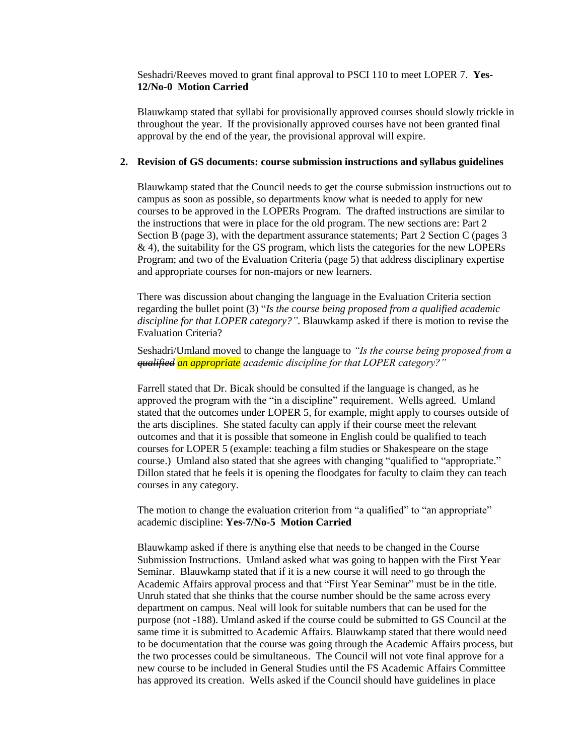Seshadri/Reeves moved to grant final approval to PSCI 110 to meet LOPER 7. **Yes-12/No-0 Motion Carried**

Blauwkamp stated that syllabi for provisionally approved courses should slowly trickle in throughout the year. If the provisionally approved courses have not been granted final approval by the end of the year, the provisional approval will expire.

**2. Revision of GS documents: course submission instructions and syllabus guidelines**

Blauwkamp stated that the Council needs to get the course submission instructions out to campus as soon as possible, so departments know what is needed to apply for new courses to be approved in the LOPERs Program. The drafted instructions are similar to the instructions that were in place for the old program. The new sections are: Part 2 Section B (page 3), with the department assurance statements; Part 2 Section C (pages 3 & 4), the suitability for the GS program, which lists the categories for the new LOPERs Program; and two of the Evaluation Criteria (page 5) that address disciplinary expertise and appropriate courses for non-majors or new learners.

There was discussion about changing the language in the Evaluation Criteria section regarding the bullet point (3) "*Is the course being proposed from a qualified academic discipline for that LOPER category?".* Blauwkamp asked if there is motion to revise the Evaluation Criteria?

Seshadri/Umland moved to change the language to *"Is the course being proposed from ~~a qualified~~ an appropriate academic discipline for that LOPER category?"*

Farrell stated that Dr. Bicak should be consulted if the language is changed, as he approved the program with the "in a discipline" requirement. Wells agreed. Umland stated that the outcomes under LOPER 5, for example, might apply to courses outside of the arts disciplines. She stated faculty can apply if their course meet the relevant outcomes and that it is possible that someone in English could be qualified to teach courses for LOPER 5 (example: teaching a film studies or Shakespeare on the stage course.) Umland also stated that she agrees with changing "qualified to "appropriate." Dillon stated that he feels it is opening the floodgates for faculty to claim they can teach courses in any category.

The motion to change the evaluation criterion from "a qualified" to "an appropriate" academic discipline: **Yes-7/No-5 Motion Carried**

Blauwkamp asked if there is anything else that needs to be changed in the Course Submission Instructions. Umland asked what was going to happen with the First Year Seminar. Blauwkamp stated that if it is a new course it will need to go through the Academic Affairs approval process and that "First Year Seminar" must be in the title. Unruh stated that she thinks that the course number should be the same across every department on campus. Neal will look for suitable numbers that can be used for the purpose (not -188). Umland asked if the course could be submitted to GS Council at the same time it is submitted to Academic Affairs. Blauwkamp stated that there would need to be documentation that the course was going through the Academic Affairs process, but the two processes could be simultaneous. The Council will not vote final approve for a new course to be included in General Studies until the FS Academic Affairs Committee has approved its creation. Wells asked if the Council should have guidelines in place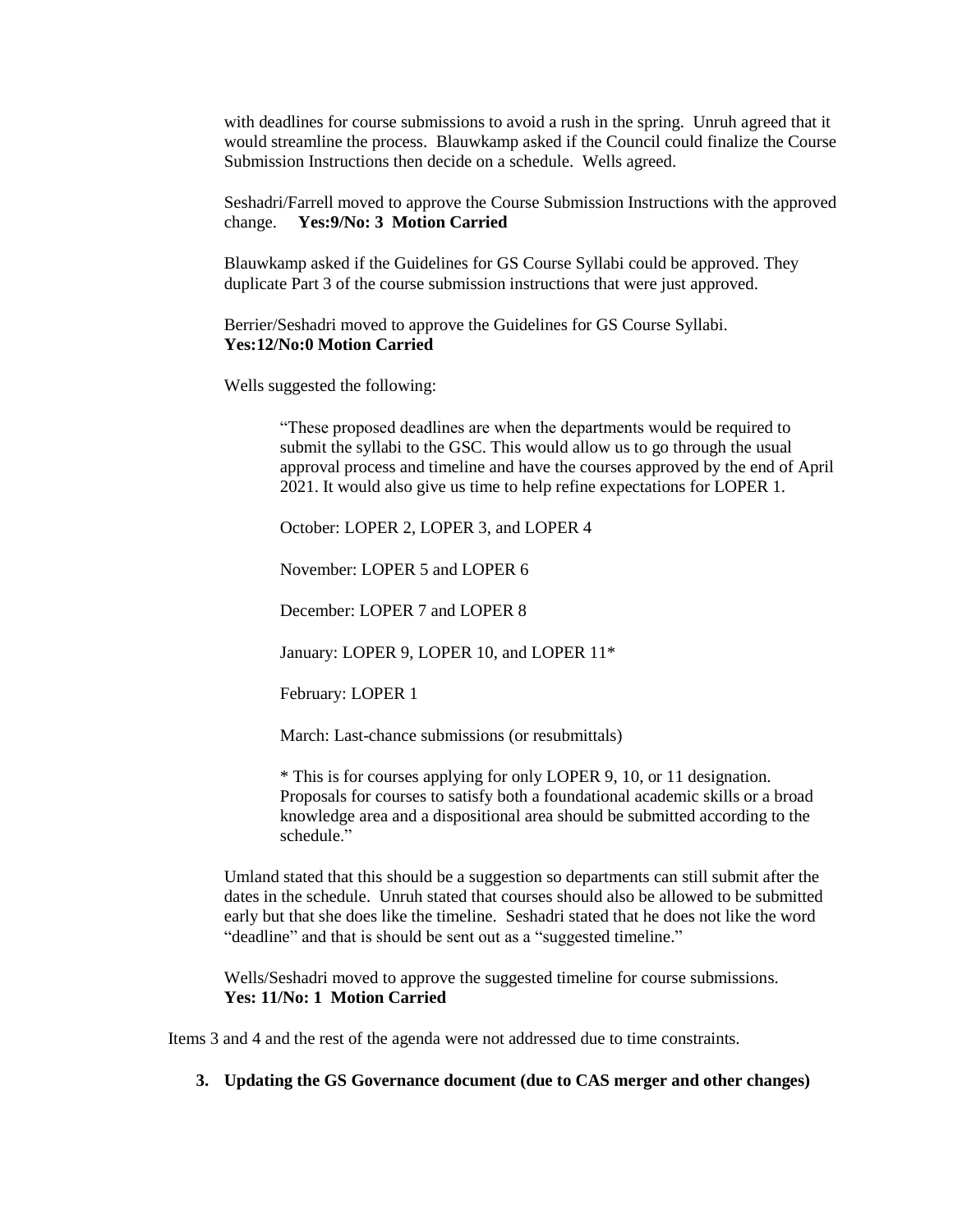with deadlines for course submissions to avoid a rush in the spring. Unruh agreed that it would streamline the process. Blauwkamp asked if the Council could finalize the Course Submission Instructions then decide on a schedule. Wells agreed.

Seshadri/Farrell moved to approve the Course Submission Instructions with the approved change. **Yes:9/No: 3 Motion Carried**

Blauwkamp asked if the Guidelines for GS Course Syllabi could be approved. They duplicate Part 3 of the course submission instructions that were just approved.

Berrier/Seshadri moved to approve the Guidelines for GS Course Syllabi.
**Yes:12/No:0 Motion Carried**

Wells suggested the following:

> "These proposed deadlines are when the departments would be required to submit the syllabi to the GSC. This would allow us to go through the usual approval process and timeline and have the courses approved by the end of April 2021. It would also give us time to help refine expectations for LOPER 1.
>
> October: LOPER 2, LOPER 3, and LOPER 4
>
> November: LOPER 5 and LOPER 6
>
> December: LOPER 7 and LOPER 8
>
> January: LOPER 9, LOPER 10, and LOPER 11*
>
> February: LOPER 1
>
> March: Last-chance submissions (or resubmittals)
>
> * This is for courses applying for only LOPER 9, 10, or 11 designation. Proposals for courses to satisfy both a foundational academic skills or a broad knowledge area and a dispositional area should be submitted according to the schedule."

Umland stated that this should be a suggestion so departments can still submit after the dates in the schedule. Unruh stated that courses should also be allowed to be submitted early but that she does like the timeline. Seshadri stated that he does not like the word "deadline" and that is should be sent out as a "suggested timeline."

Wells/Seshadri moved to approve the suggested timeline for course submissions.
**Yes: 11/No: 1 Motion Carried**

Items 3 and 4 and the rest of the agenda were not addressed due to time constraints.

3. **Updating the GS Governance document (due to CAS merger and other changes)**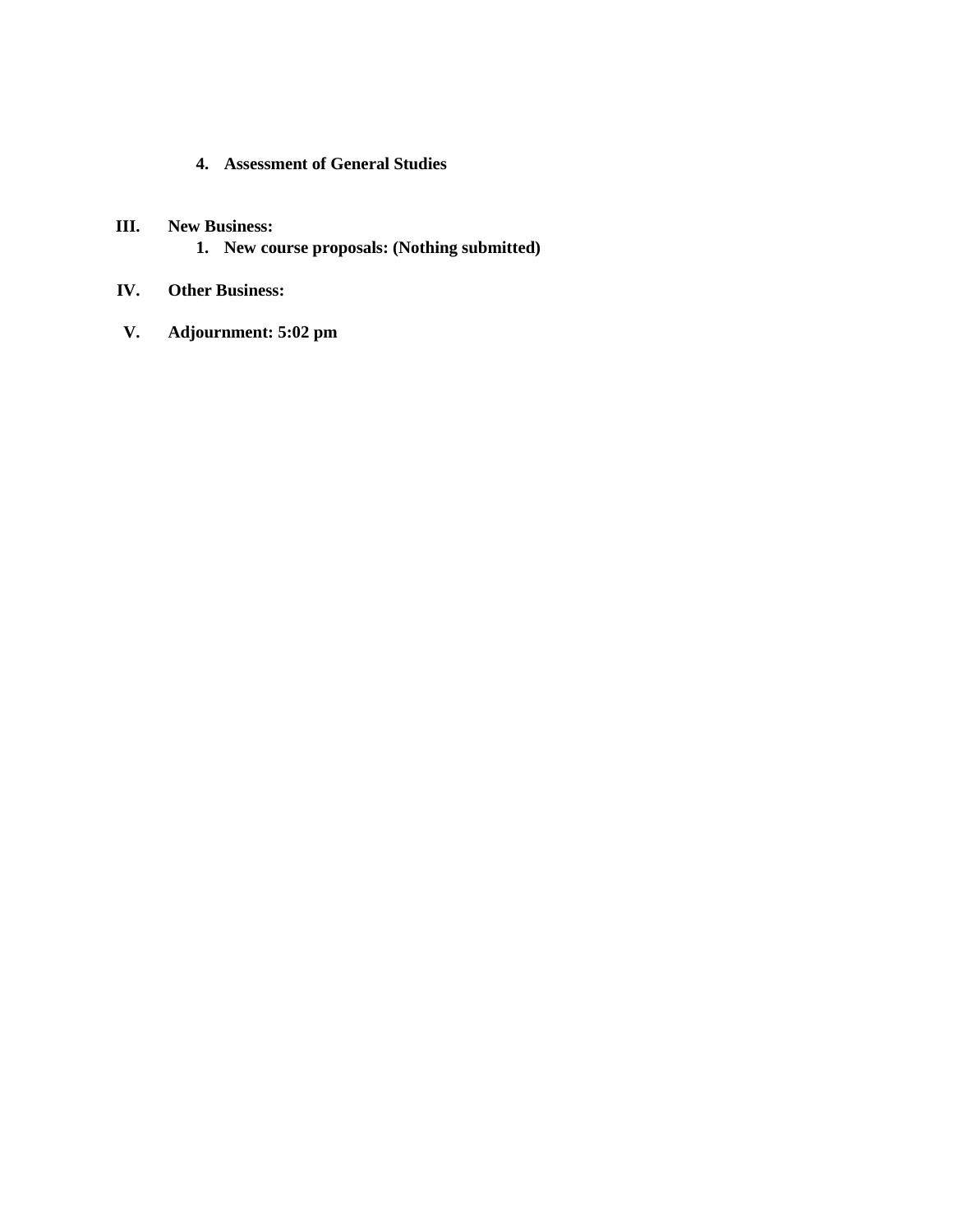4. **Assessment of General Studies**

**III. New Business:**

1. **New course proposals: (Nothing submitted)**

**IV. Other Business:**

**V. Adjournment: 5:02 pm**